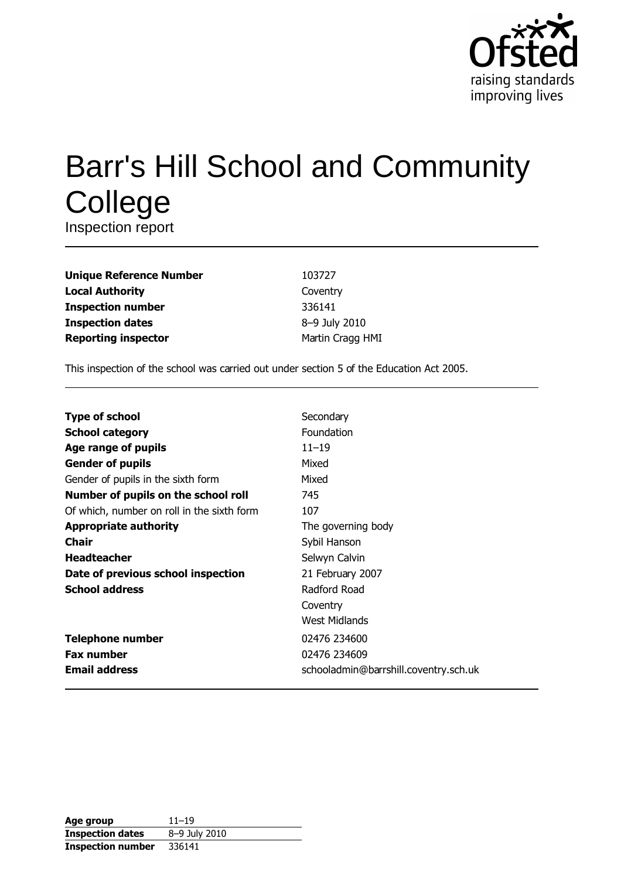# Barr's Hill School and Community College

Inspection report

| | |
|---|---|
| **Unique Reference Number** | 103727 |
| **Local Authority** | Coventry |
| **Inspection number** | 336141 |
| **Inspection dates** | 8–9 July 2010 |
| **Reporting inspector** | Martin Cragg HMI |

This inspection of the school was carried out under section 5 of the Education Act 2005.

| | |
|---|---|
| **Type of school** | Secondary |
| **School category** | Foundation |
| **Age range of pupils** | 11–19 |
| **Gender of pupils** | Mixed |
| Gender of pupils in the sixth form | Mixed |
| **Number of pupils on the school roll** | 745 |
| Of which, number on roll in the sixth form | 107 |
| **Appropriate authority** | The governing body |
| **Chair** | Sybil Hanson |
| **Headteacher** | Selwyn Calvin |
| **Date of previous school inspection** | 21 February 2007 |
| **School address** | Radford Road<br>Coventry<br>West Midlands |
| **Telephone number** | 02476 234600 |
| **Fax number** | 02476 234609 |
| **Email address** | schooladmin@barrshill.coventry.sch.uk |

| | |
|---|---|
| **Age group** | 11–19 |
| **Inspection dates** | 8–9 July 2010 |
| **Inspection number** | 336141 |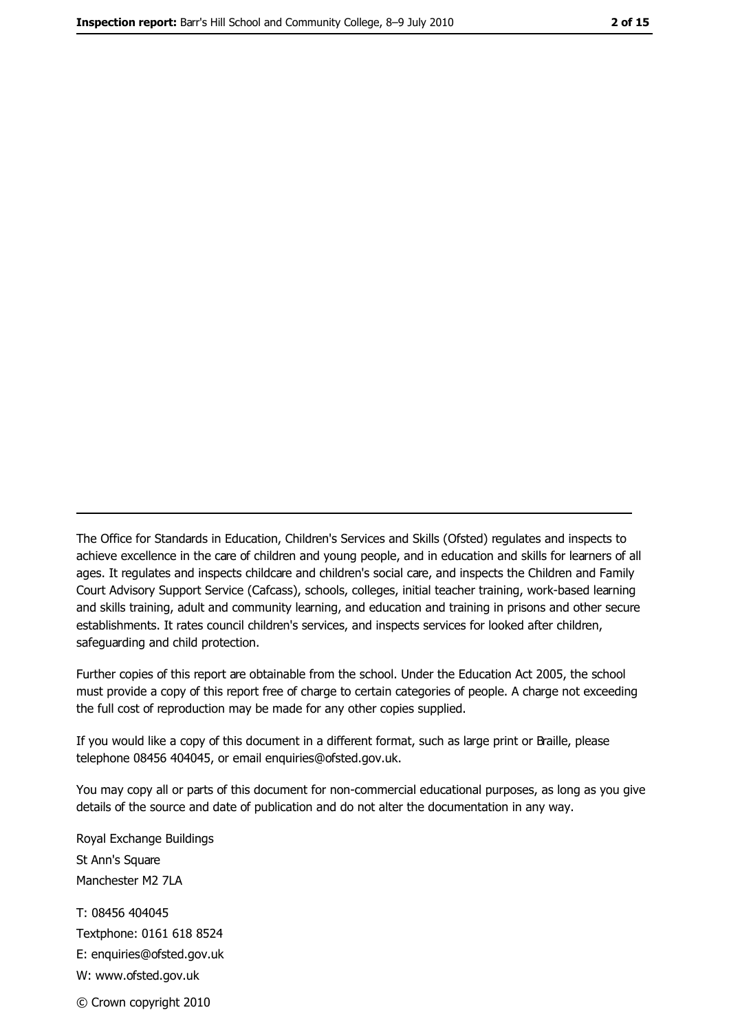The Office for Standards in Education, Children's Services and Skills (Ofsted) regulates and inspects to achieve excellence in the care of children and young people, and in education and skills for learners of all ages. It regulates and inspects childcare and children's social care, and inspects the Children and Family Court Advisory Support Service (Cafcass), schools, colleges, initial teacher training, work-based learning and skills training, adult and community learning, and education and training in prisons and other secure establishments. It rates council children's services, and inspects services for looked after children, safeguarding and child protection.

Further copies of this report are obtainable from the school. Under the Education Act 2005, the school must provide a copy of this report free of charge to certain categories of people. A charge not exceeding the full cost of reproduction may be made for any other copies supplied.

If you would like a copy of this document in a different format, such as large print or Braille, please telephone 08456 404045, or email enquiries@ofsted.gov.uk.

You may copy all or parts of this document for non-commercial educational purposes, as long as you give details of the source and date of publication and do not alter the documentation in any way.

Royal Exchange Buildings
St Ann's Square
Manchester M2 7LA

T: 08456 404045
Textphone: 0161 618 8524
E: enquiries@ofsted.gov.uk
W: www.ofsted.gov.uk

© Crown copyright 2010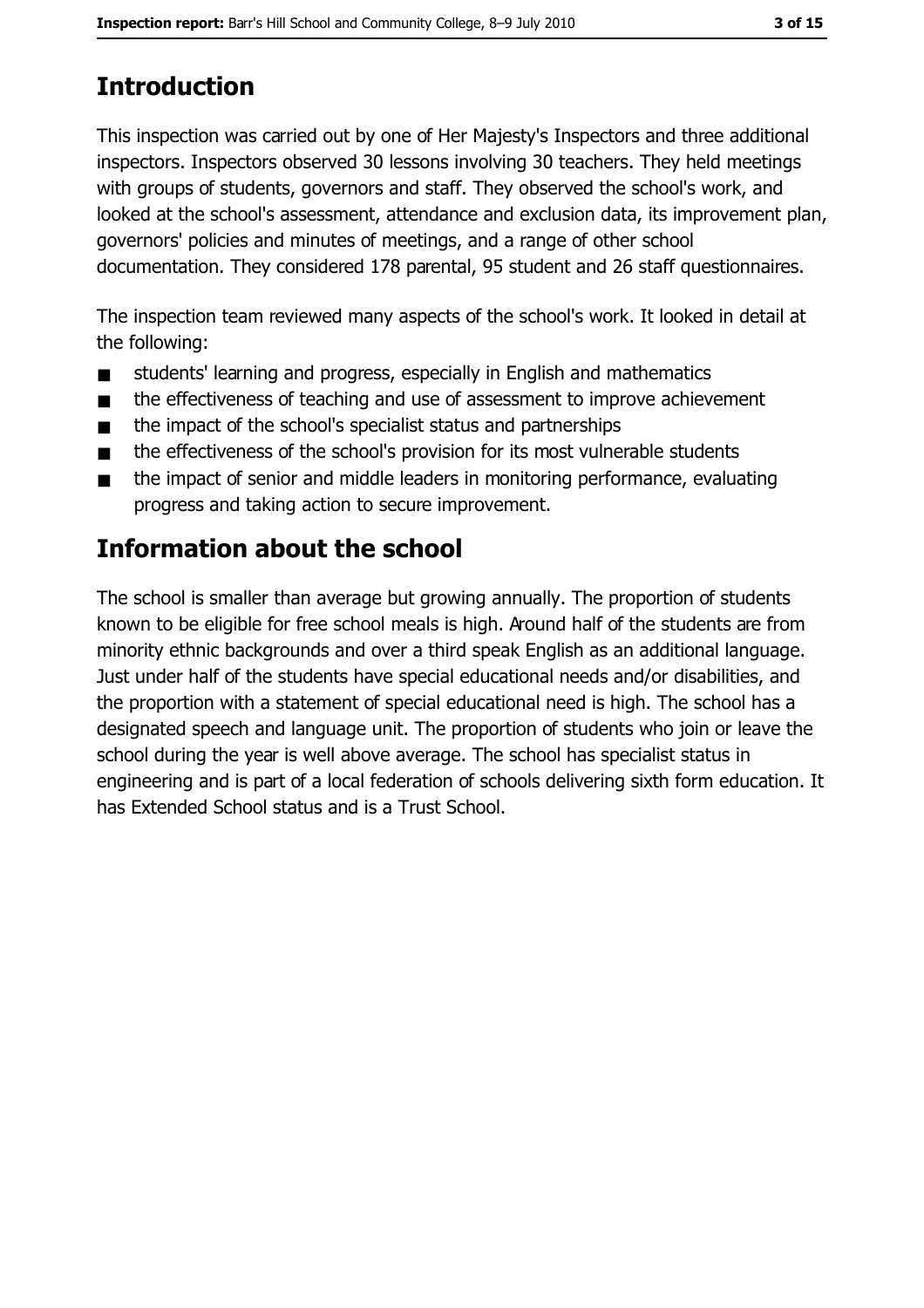## Introduction

This inspection was carried out by one of Her Majesty's Inspectors and three additional inspectors. Inspectors observed 30 lessons involving 30 teachers. They held meetings with groups of students, governors and staff. They observed the school's work, and looked at the school's assessment, attendance and exclusion data, its improvement plan, governors' policies and minutes of meetings, and a range of other school documentation. They considered 178 parental, 95 student and 26 staff questionnaires.

The inspection team reviewed many aspects of the school's work. It looked in detail at the following:

- students' learning and progress, especially in English and mathematics
- the effectiveness of teaching and use of assessment to improve achievement
- the impact of the school's specialist status and partnerships
- the effectiveness of the school's provision for its most vulnerable students
- the impact of senior and middle leaders in monitoring performance, evaluating progress and taking action to secure improvement.

## Information about the school

The school is smaller than average but growing annually. The proportion of students known to be eligible for free school meals is high. Around half of the students are from minority ethnic backgrounds and over a third speak English as an additional language. Just under half of the students have special educational needs and/or disabilities, and the proportion with a statement of special educational need is high. The school has a designated speech and language unit. The proportion of students who join or leave the school during the year is well above average. The school has specialist status in engineering and is part of a local federation of schools delivering sixth form education. It has Extended School status and is a Trust School.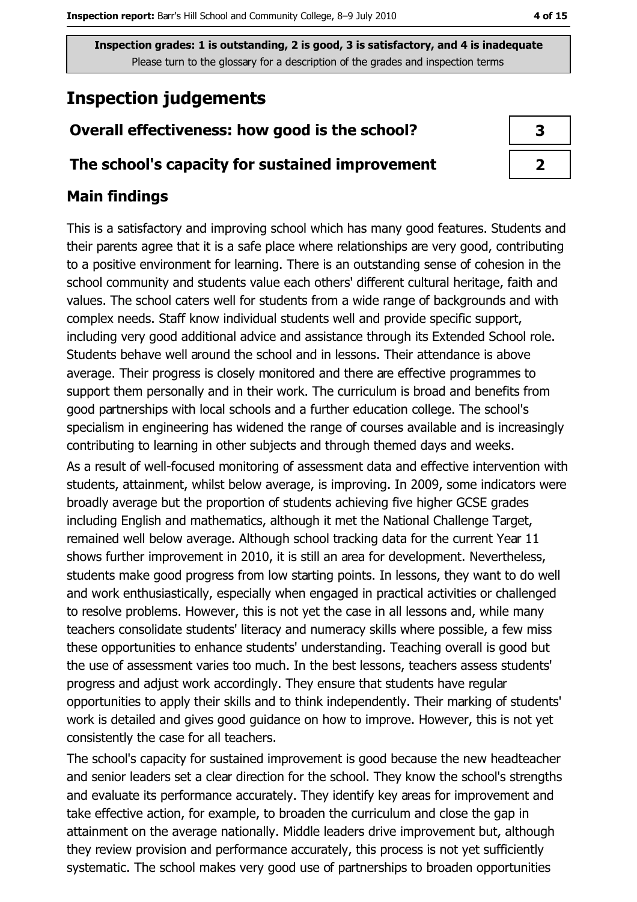Inspection grades: 1 is outstanding, 2 is good, 3 is satisfactory, and 4 is inadequate
Please turn to the glossary for a description of the grades and inspection terms

# Inspection judgements

| Overall effectiveness: how good is the school? | 3 |
| --- | --- |
| The school's capacity for sustained improvement | 2 |

## Main findings

This is a satisfactory and improving school which has many good features. Students and their parents agree that it is a safe place where relationships are very good, contributing to a positive environment for learning. There is an outstanding sense of cohesion in the school community and students value each others' different cultural heritage, faith and values. The school caters well for students from a wide range of backgrounds and with complex needs. Staff know individual students well and provide specific support, including very good additional advice and assistance through its Extended School role. Students behave well around the school and in lessons. Their attendance is above average. Their progress is closely monitored and there are effective programmes to support them personally and in their work. The curriculum is broad and benefits from good partnerships with local schools and a further education college. The school's specialism in engineering has widened the range of courses available and is increasingly contributing to learning in other subjects and through themed days and weeks.

As a result of well-focused monitoring of assessment data and effective intervention with students, attainment, whilst below average, is improving. In 2009, some indicators were broadly average but the proportion of students achieving five higher GCSE grades including English and mathematics, although it met the National Challenge Target, remained well below average. Although school tracking data for the current Year 11 shows further improvement in 2010, it is still an area for development. Nevertheless, students make good progress from low starting points. In lessons, they want to do well and work enthusiastically, especially when engaged in practical activities or challenged to resolve problems. However, this is not yet the case in all lessons and, while many teachers consolidate students' literacy and numeracy skills where possible, a few miss these opportunities to enhance students' understanding. Teaching overall is good but the use of assessment varies too much. In the best lessons, teachers assess students' progress and adjust work accordingly. They ensure that students have regular opportunities to apply their skills and to think independently. Their marking of students' work is detailed and gives good guidance on how to improve. However, this is not yet consistently the case for all teachers.

The school's capacity for sustained improvement is good because the new headteacher and senior leaders set a clear direction for the school. They know the school's strengths and evaluate its performance accurately. They identify key areas for improvement and take effective action, for example, to broaden the curriculum and close the gap in attainment on the average nationally. Middle leaders drive improvement but, although they review provision and performance accurately, this process is not yet sufficiently systematic. The school makes very good use of partnerships to broaden opportunities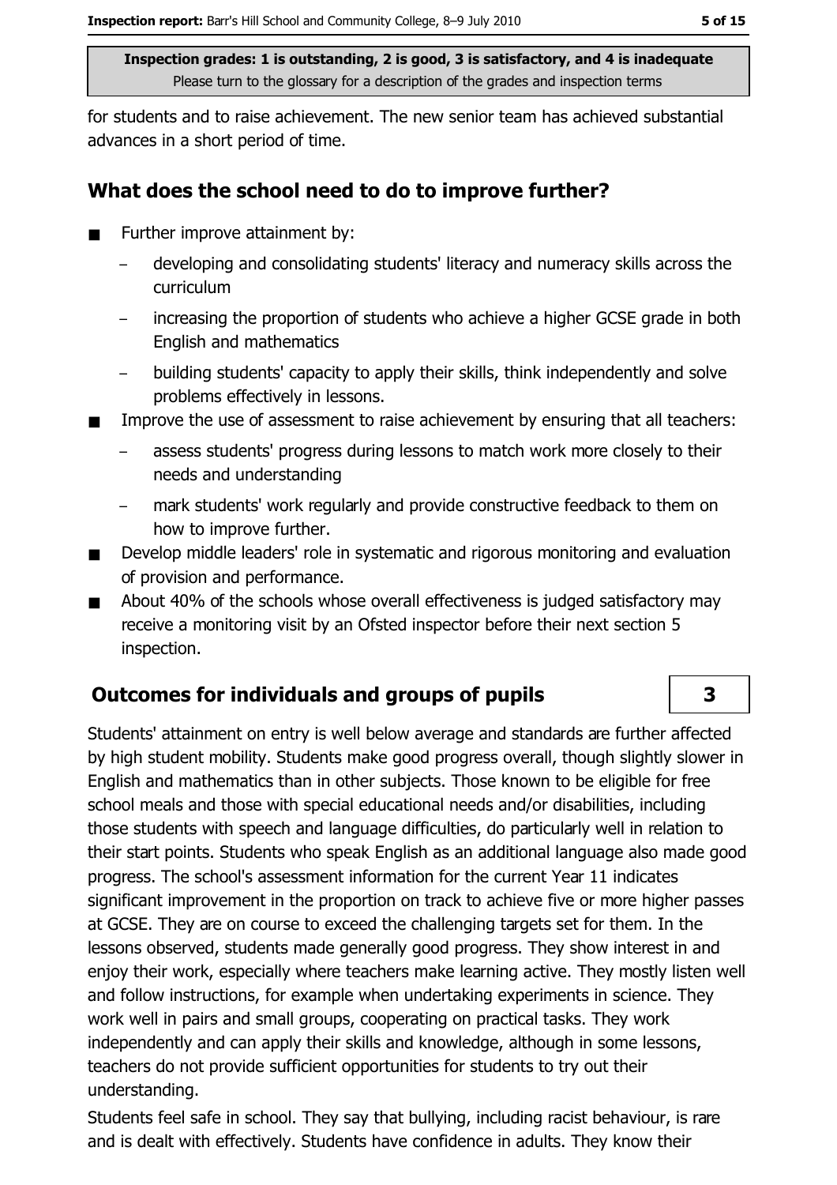for students and to raise achievement. The new senior team has achieved substantial advances in a short period of time.

## What does the school need to do to improve further?

- Further improve attainment by:
  - developing and consolidating students' literacy and numeracy skills across the curriculum
  - increasing the proportion of students who achieve a higher GCSE grade in both English and mathematics
  - building students' capacity to apply their skills, think independently and solve problems effectively in lessons.
- Improve the use of assessment to raise achievement by ensuring that all teachers:
  - assess students' progress during lessons to match work more closely to their needs and understanding
  - mark students' work regularly and provide constructive feedback to them on how to improve further.
- Develop middle leaders' role in systematic and rigorous monitoring and evaluation of provision and performance.
- About 40% of the schools whose overall effectiveness is judged satisfactory may receive a monitoring visit by an Ofsted inspector before their next section 5 inspection.

## Outcomes for individuals and groups of pupils — 3

Students' attainment on entry is well below average and standards are further affected by high student mobility. Students make good progress overall, though slightly slower in English and mathematics than in other subjects. Those known to be eligible for free school meals and those with special educational needs and/or disabilities, including those students with speech and language difficulties, do particularly well in relation to their start points. Students who speak English as an additional language also made good progress. The school's assessment information for the current Year 11 indicates significant improvement in the proportion on track to achieve five or more higher passes at GCSE. They are on course to exceed the challenging targets set for them. In the lessons observed, students made generally good progress. They show interest in and enjoy their work, especially where teachers make learning active. They mostly listen well and follow instructions, for example when undertaking experiments in science. They work well in pairs and small groups, cooperating on practical tasks. They work independently and can apply their skills and knowledge, although in some lessons, teachers do not provide sufficient opportunities for students to try out their understanding.

Students feel safe in school. They say that bullying, including racist behaviour, is rare and is dealt with effectively. Students have confidence in adults. They know their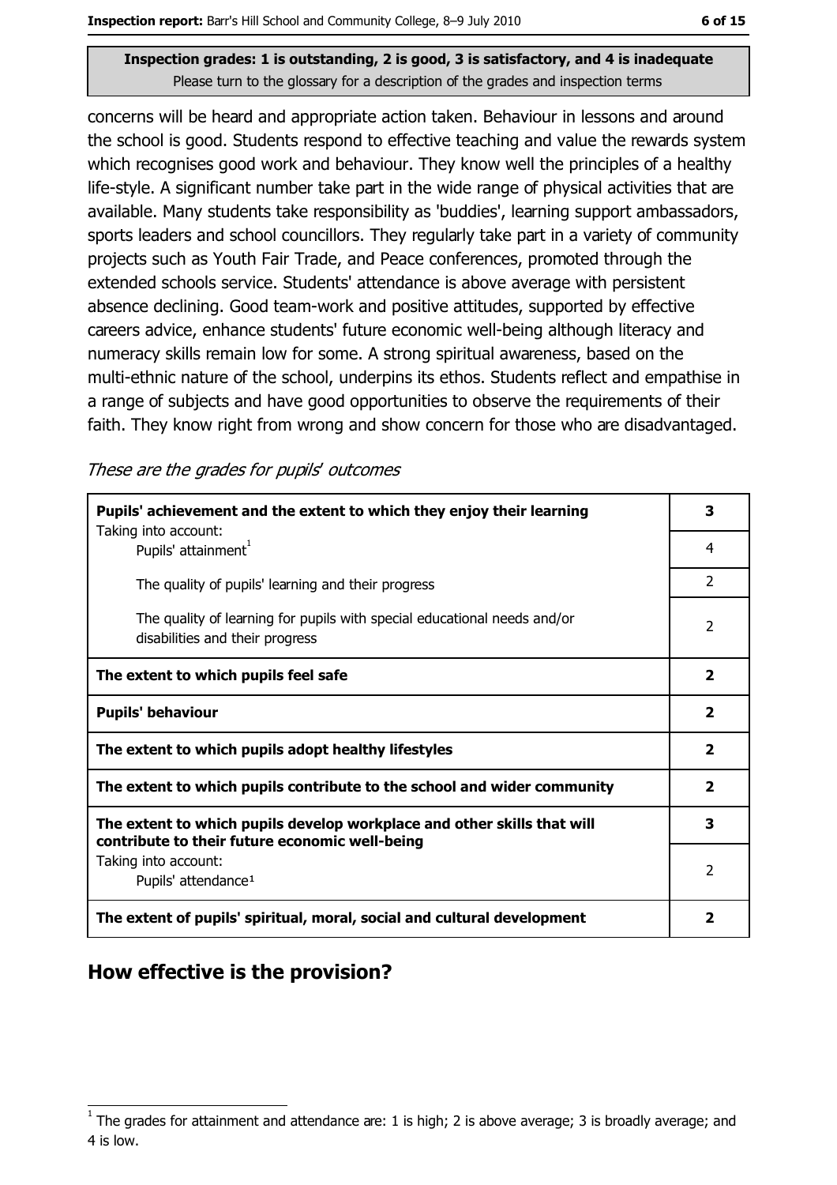Inspection grades: 1 is outstanding, 2 is good, 3 is satisfactory, and 4 is inadequate
Please turn to the glossary for a description of the grades and inspection terms

concerns will be heard and appropriate action taken. Behaviour in lessons and around the school is good. Students respond to effective teaching and value the rewards system which recognises good work and behaviour. They know well the principles of a healthy life-style. A significant number take part in the wide range of physical activities that are available. Many students take responsibility as 'buddies', learning support ambassadors, sports leaders and school councillors. They regularly take part in a variety of community projects such as Youth Fair Trade, and Peace conferences, promoted through the extended schools service. Students' attendance is above average with persistent absence declining. Good team-work and positive attitudes, supported by effective careers advice, enhance students' future economic well-being although literacy and numeracy skills remain low for some. A strong spiritual awareness, based on the multi-ethnic nature of the school, underpins its ethos. Students reflect and empathise in a range of subjects and have good opportunities to observe the requirements of their faith. They know right from wrong and show concern for those who are disadvantaged.

*These are the grades for pupils' outcomes*

| | |
|---|---|
| **Pupils' achievement and the extent to which they enjoy their learning** | **3** |
| Taking into account: Pupils' attainment[1] | 4 |
| The quality of pupils' learning and their progress | 2 |
| The quality of learning for pupils with special educational needs and/or disabilities and their progress | 2 |
| **The extent to which pupils feel safe** | **2** |
| **Pupils' behaviour** | **2** |
| **The extent to which pupils adopt healthy lifestyles** | **2** |
| **The extent to which pupils contribute to the school and wider community** | **2** |
| **The extent to which pupils develop workplace and other skills that will contribute to their future economic well-being** | **3** |
| Taking into account: Pupils' attendance[1] | 2 |
| **The extent of pupils' spiritual, moral, social and cultural development** | **2** |

## How effective is the provision?

[1] The grades for attainment and attendance are: 1 is high; 2 is above average; 3 is broadly average; and 4 is low.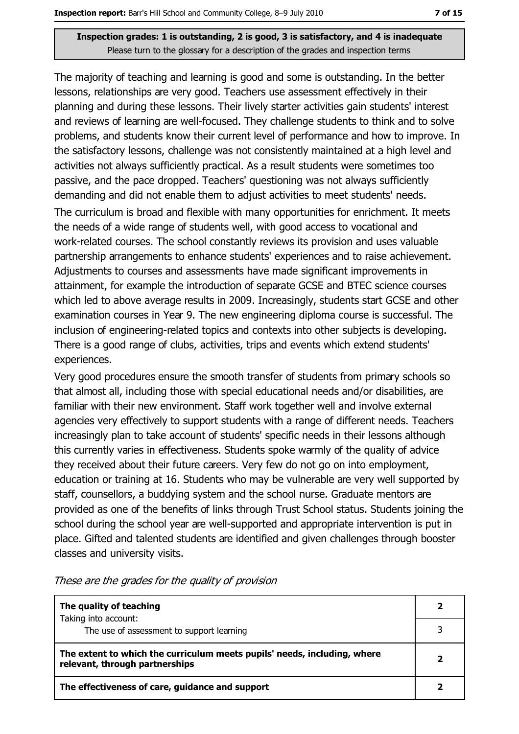**Inspection grades: 1 is outstanding, 2 is good, 3 is satisfactory, and 4 is inadequate**
Please turn to the glossary for a description of the grades and inspection terms

The majority of teaching and learning is good and some is outstanding. In the better lessons, relationships are very good. Teachers use assessment effectively in their planning and during these lessons. Their lively starter activities gain students' interest and reviews of learning are well-focused. They challenge students to think and to solve problems, and students know their current level of performance and how to improve. In the satisfactory lessons, challenge was not consistently maintained at a high level and activities not always sufficiently practical. As a result students were sometimes too passive, and the pace dropped. Teachers' questioning was not always sufficiently demanding and did not enable them to adjust activities to meet students' needs.

The curriculum is broad and flexible with many opportunities for enrichment. It meets the needs of a wide range of students well, with good access to vocational and work-related courses. The school constantly reviews its provision and uses valuable partnership arrangements to enhance students' experiences and to raise achievement. Adjustments to courses and assessments have made significant improvements in attainment, for example the introduction of separate GCSE and BTEC science courses which led to above average results in 2009. Increasingly, students start GCSE and other examination courses in Year 9. The new engineering diploma course is successful. The inclusion of engineering-related topics and contexts into other subjects is developing. There is a good range of clubs, activities, trips and events which extend students' experiences.

Very good procedures ensure the smooth transfer of students from primary schools so that almost all, including those with special educational needs and/or disabilities, are familiar with their new environment. Staff work together well and involve external agencies very effectively to support students with a range of different needs. Teachers increasingly plan to take account of students' specific needs in their lessons although this currently varies in effectiveness. Students spoke warmly of the quality of advice they received about their future careers. Very few do not go on into employment, education or training at 16. Students who may be vulnerable are very well supported by staff, counsellors, a buddying system and the school nurse. Graduate mentors are provided as one of the benefits of links through Trust School status. Students joining the school during the school year are well-supported and appropriate intervention is put in place. Gifted and talented students are identified and given challenges through booster classes and university visits.

*These are the grades for the quality of provision*

| | |
|---|---|
| **The quality of teaching**<br>Taking into account: | **2** |
| The use of assessment to support learning | 3 |
| **The extent to which the curriculum meets pupils' needs, including, where relevant, through partnerships** | **2** |
| **The effectiveness of care, guidance and support** | **2** |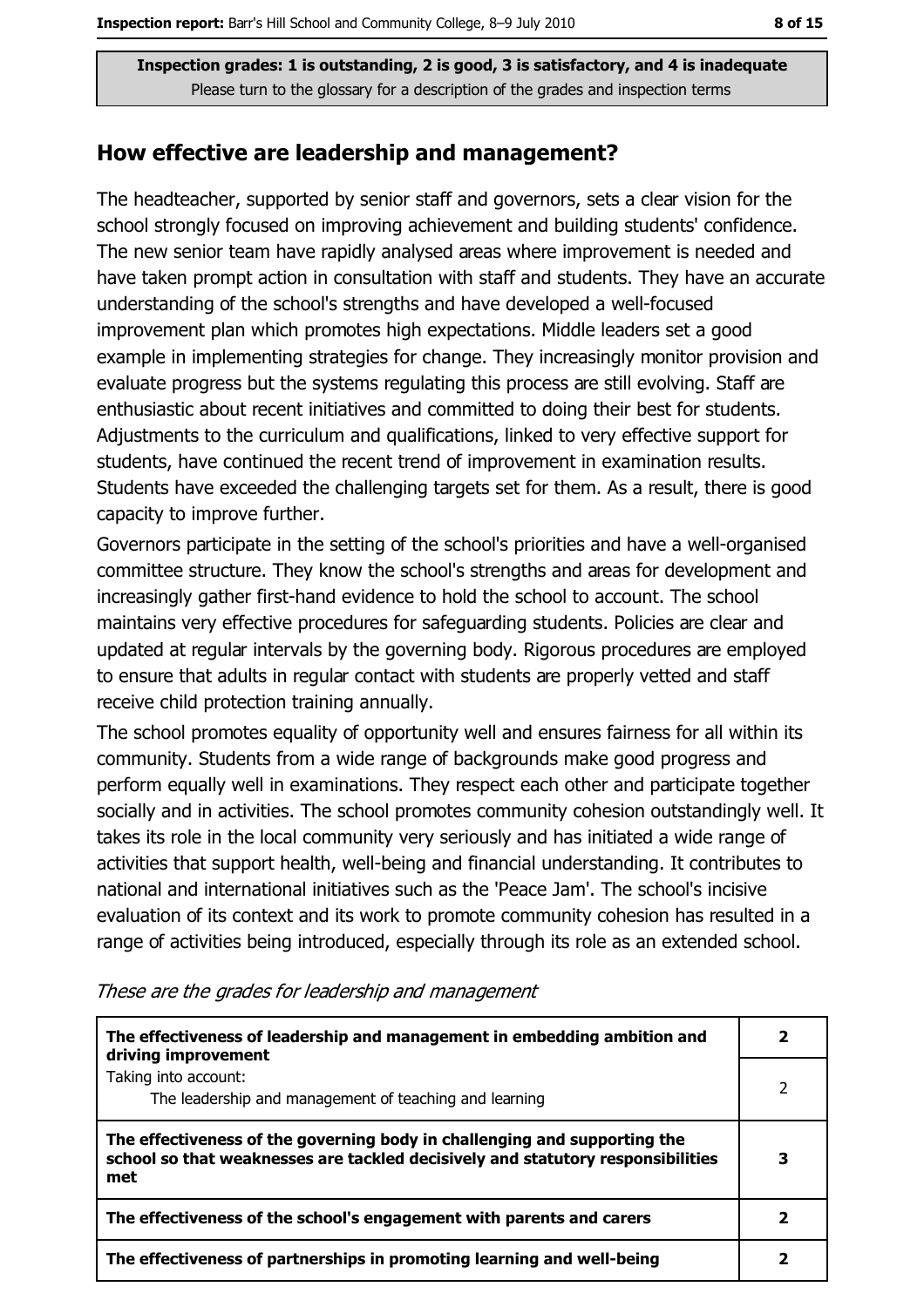Inspection grades: 1 is outstanding, 2 is good, 3 is satisfactory, and 4 is inadequate
Please turn to the glossary for a description of the grades and inspection terms

## How effective are leadership and management?

The headteacher, supported by senior staff and governors, sets a clear vision for the school strongly focused on improving achievement and building students' confidence. The new senior team have rapidly analysed areas where improvement is needed and have taken prompt action in consultation with staff and students. They have an accurate understanding of the school's strengths and have developed a well-focused improvement plan which promotes high expectations. Middle leaders set a good example in implementing strategies for change. They increasingly monitor provision and evaluate progress but the systems regulating this process are still evolving. Staff are enthusiastic about recent initiatives and committed to doing their best for students. Adjustments to the curriculum and qualifications, linked to very effective support for students, have continued the recent trend of improvement in examination results. Students have exceeded the challenging targets set for them. As a result, there is good capacity to improve further.

Governors participate in the setting of the school's priorities and have a well-organised committee structure. They know the school's strengths and areas for development and increasingly gather first-hand evidence to hold the school to account. The school maintains very effective procedures for safeguarding students. Policies are clear and updated at regular intervals by the governing body. Rigorous procedures are employed to ensure that adults in regular contact with students are properly vetted and staff receive child protection training annually.

The school promotes equality of opportunity well and ensures fairness for all within its community. Students from a wide range of backgrounds make good progress and perform equally well in examinations. They respect each other and participate together socially and in activities. The school promotes community cohesion outstandingly well. It takes its role in the local community very seriously and has initiated a wide range of activities that support health, well-being and financial understanding. It contributes to national and international initiatives such as the 'Peace Jam'. The school's incisive evaluation of its context and its work to promote community cohesion has resulted in a range of activities being introduced, especially through its role as an extended school.

*These are the grades for leadership and management*

| | |
|---|---|
| **The effectiveness of leadership and management in embedding ambition and driving improvement** | **2** |
| Taking into account:<br>The leadership and management of teaching and learning | 2 |
| **The effectiveness of the governing body in challenging and supporting the school so that weaknesses are tackled decisively and statutory responsibilities met** | **3** |
| **The effectiveness of the school's engagement with parents and carers** | **2** |
| **The effectiveness of partnerships in promoting learning and well-being** | **2** |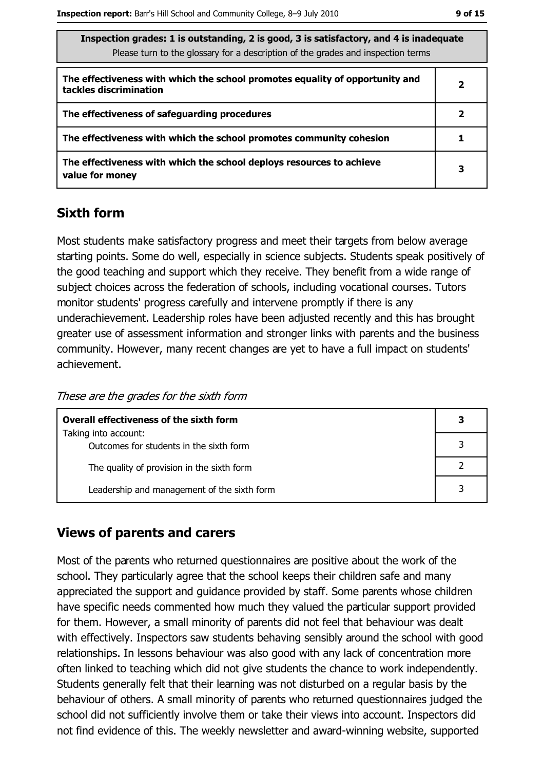| Inspection grades: 1 is outstanding, 2 is good, 3 is satisfactory, and 4 is inadequate<br>Please turn to the glossary for a description of the grades and inspection terms | |
|---|---|
| **The effectiveness with which the school promotes equality of opportunity and tackles discrimination** | **2** |
| **The effectiveness of safeguarding procedures** | **2** |
| **The effectiveness with which the school promotes community cohesion** | **1** |
| **The effectiveness with which the school deploys resources to achieve value for money** | **3** |

## Sixth form

Most students make satisfactory progress and meet their targets from below average starting points. Some do well, especially in science subjects. Students speak positively of the good teaching and support which they receive. They benefit from a wide range of subject choices across the federation of schools, including vocational courses. Tutors monitor students' progress carefully and intervene promptly if there is any underachievement. Leadership roles have been adjusted recently and this has brought greater use of assessment information and stronger links with parents and the business community. However, many recent changes are yet to have a full impact on students' achievement.

*These are the grades for the sixth form*

| **Overall effectiveness of the sixth form**<br>Taking into account: | **3** |
|---|---|
| Outcomes for students in the sixth form | 3 |
| The quality of provision in the sixth form | 2 |
| Leadership and management of the sixth form | 3 |

## Views of parents and carers

Most of the parents who returned questionnaires are positive about the work of the school. They particularly agree that the school keeps their children safe and many appreciated the support and guidance provided by staff. Some parents whose children have specific needs commented how much they valued the particular support provided for them. However, a small minority of parents did not feel that behaviour was dealt with effectively. Inspectors saw students behaving sensibly around the school with good relationships. In lessons behaviour was also good with any lack of concentration more often linked to teaching which did not give students the chance to work independently. Students generally felt that their learning was not disturbed on a regular basis by the behaviour of others. A small minority of parents who returned questionnaires judged the school did not sufficiently involve them or take their views into account. Inspectors did not find evidence of this. The weekly newsletter and award-winning website, supported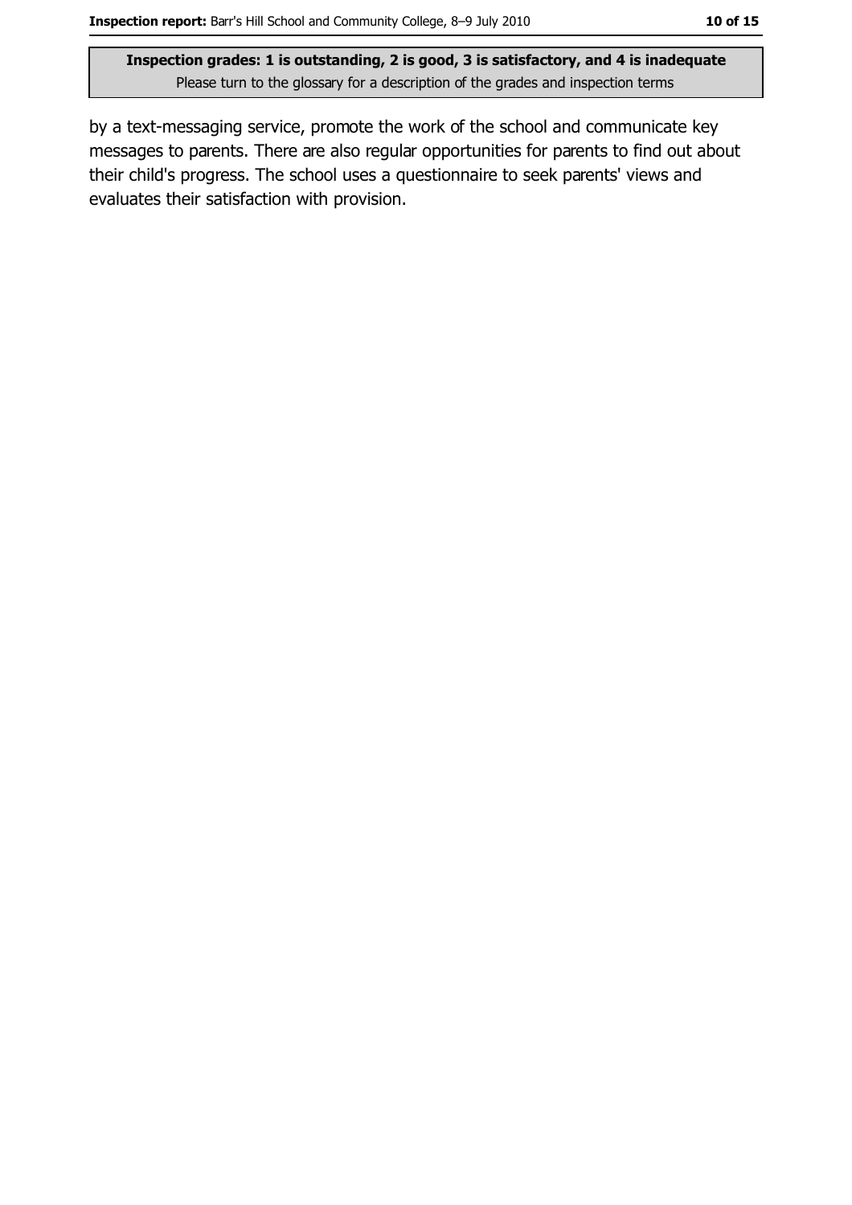by a text-messaging service, promote the work of the school and communicate key messages to parents. There are also regular opportunities for parents to find out about their child's progress. The school uses a questionnaire to seek parents' views and evaluates their satisfaction with provision.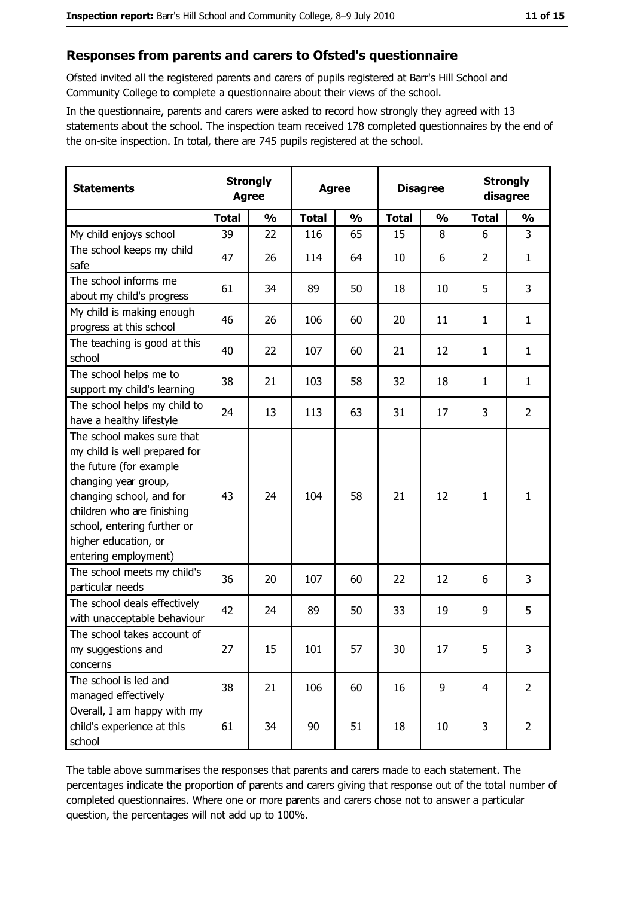## Responses from parents and carers to Ofsted's questionnaire

Ofsted invited all the registered parents and carers of pupils registered at Barr's Hill School and Community College to complete a questionnaire about their views of the school.

In the questionnaire, parents and carers were asked to record how strongly they agreed with 13 statements about the school. The inspection team received 178 completed questionnaires by the end of the on-site inspection. In total, there are 745 pupils registered at the school.

| Statements | Strongly Agree | | Agree | | Disagree | | Strongly disagree | |
|---|---|---|---|---|---|---|---|---|
| | Total | % | Total | % | Total | % | Total | % |
| My child enjoys school | 39 | 22 | 116 | 65 | 15 | 8 | 6 | 3 |
| The school keeps my child safe | 47 | 26 | 114 | 64 | 10 | 6 | 2 | 1 |
| The school informs me about my child's progress | 61 | 34 | 89 | 50 | 18 | 10 | 5 | 3 |
| My child is making enough progress at this school | 46 | 26 | 106 | 60 | 20 | 11 | 1 | 1 |
| The teaching is good at this school | 40 | 22 | 107 | 60 | 21 | 12 | 1 | 1 |
| The school helps me to support my child's learning | 38 | 21 | 103 | 58 | 32 | 18 | 1 | 1 |
| The school helps my child to have a healthy lifestyle | 24 | 13 | 113 | 63 | 31 | 17 | 3 | 2 |
| The school makes sure that my child is well prepared for the future (for example changing year group, changing school, and for children who are finishing school, entering further or higher education, or entering employment) | 43 | 24 | 104 | 58 | 21 | 12 | 1 | 1 |
| The school meets my child's particular needs | 36 | 20 | 107 | 60 | 22 | 12 | 6 | 3 |
| The school deals effectively with unacceptable behaviour | 42 | 24 | 89 | 50 | 33 | 19 | 9 | 5 |
| The school takes account of my suggestions and concerns | 27 | 15 | 101 | 57 | 30 | 17 | 5 | 3 |
| The school is led and managed effectively | 38 | 21 | 106 | 60 | 16 | 9 | 4 | 2 |
| Overall, I am happy with my child's experience at this school | 61 | 34 | 90 | 51 | 18 | 10 | 3 | 2 |

The table above summarises the responses that parents and carers made to each statement. The percentages indicate the proportion of parents and carers giving that response out of the total number of completed questionnaires. Where one or more parents and carers chose not to answer a particular question, the percentages will not add up to 100%.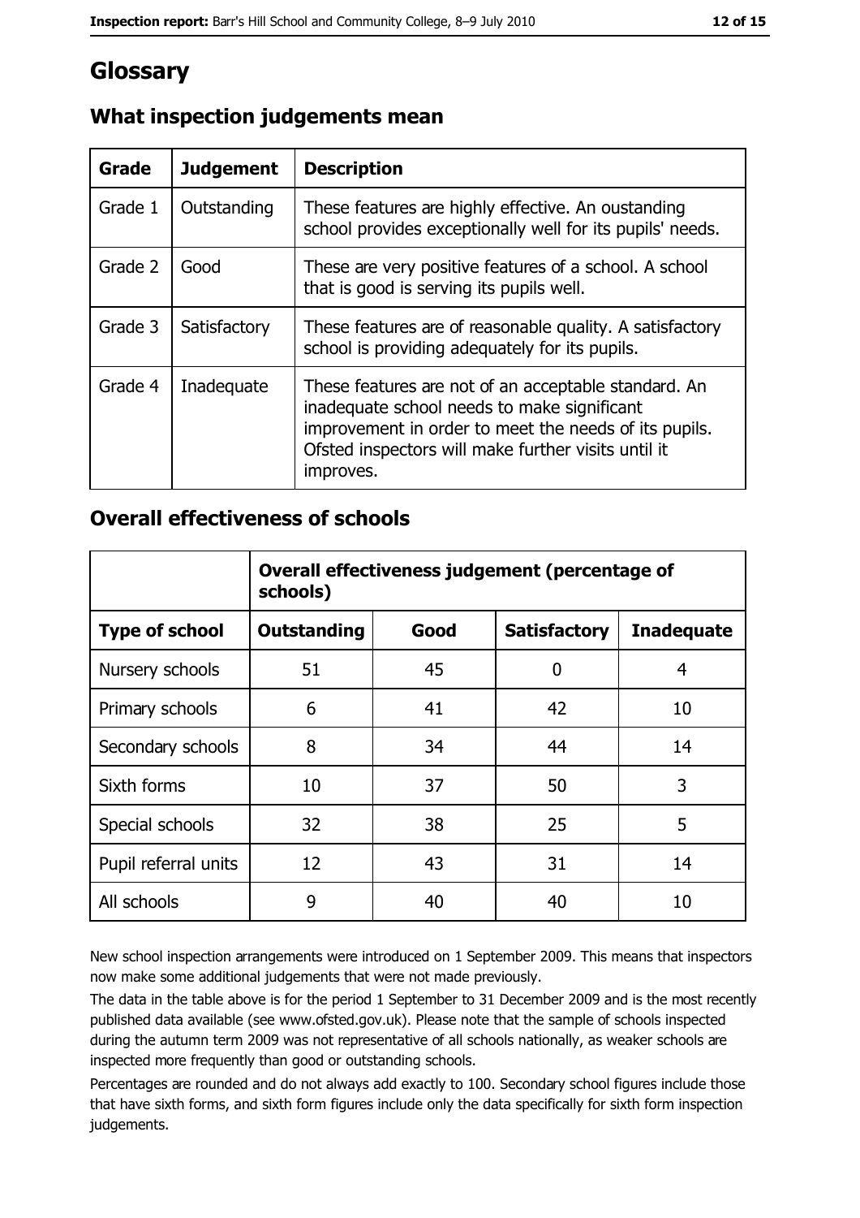# Glossary

## What inspection judgements mean

| Grade | Judgement | Description |
|---|---|---|
| Grade 1 | Outstanding | These features are highly effective. An oustanding school provides exceptionally well for its pupils' needs. |
| Grade 2 | Good | These are very positive features of a school. A school that is good is serving its pupils well. |
| Grade 3 | Satisfactory | These features are of reasonable quality. A satisfactory school is providing adequately for its pupils. |
| Grade 4 | Inadequate | These features are not of an acceptable standard. An inadequate school needs to make significant improvement in order to meet the needs of its pupils. Ofsted inspectors will make further visits until it improves. |

## Overall effectiveness of schools

| | Overall effectiveness judgement (percentage of schools) | | | |
|---|---|---|---|---|
| **Type of school** | **Outstanding** | **Good** | **Satisfactory** | **Inadequate** |
| Nursery schools | 51 | 45 | 0 | 4 |
| Primary schools | 6 | 41 | 42 | 10 |
| Secondary schools | 8 | 34 | 44 | 14 |
| Sixth forms | 10 | 37 | 50 | 3 |
| Special schools | 32 | 38 | 25 | 5 |
| Pupil referral units | 12 | 43 | 31 | 14 |
| All schools | 9 | 40 | 40 | 10 |

New school inspection arrangements were introduced on 1 September 2009. This means that inspectors now make some additional judgements that were not made previously.

The data in the table above is for the period 1 September to 31 December 2009 and is the most recently published data available (see www.ofsted.gov.uk). Please note that the sample of schools inspected during the autumn term 2009 was not representative of all schools nationally, as weaker schools are inspected more frequently than good or outstanding schools.

Percentages are rounded and do not always add exactly to 100. Secondary school figures include those that have sixth forms, and sixth form figures include only the data specifically for sixth form inspection judgements.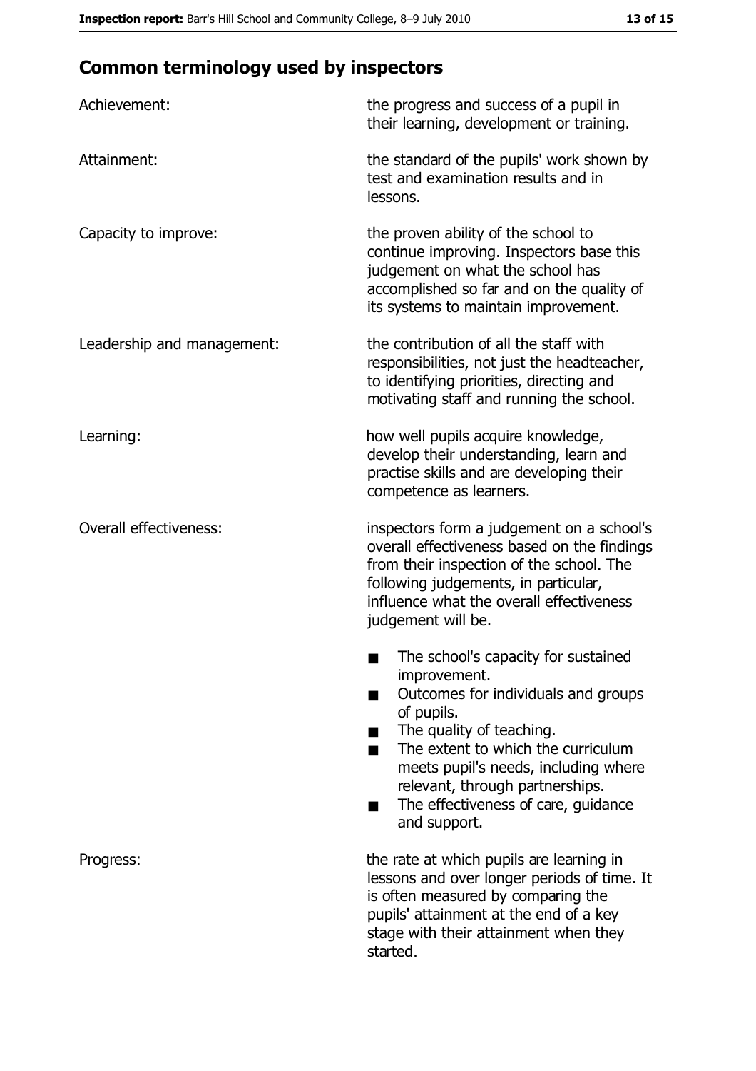## Common terminology used by inspectors

| | |
|---|---|
| Achievement: | the progress and success of a pupil in their learning, development or training. |
| Attainment: | the standard of the pupils' work shown by test and examination results and in lessons. |
| Capacity to improve: | the proven ability of the school to continue improving. Inspectors base this judgement on what the school has accomplished so far and on the quality of its systems to maintain improvement. |
| Leadership and management: | the contribution of all the staff with responsibilities, not just the headteacher, to identifying priorities, directing and motivating staff and running the school. |
| Learning: | how well pupils acquire knowledge, develop their understanding, learn and practise skills and are developing their competence as learners. |
| Overall effectiveness: | inspectors form a judgement on a school's overall effectiveness based on the findings from their inspection of the school. The following judgements, in particular, influence what the overall effectiveness judgement will be.<br>■ The school's capacity for sustained improvement.<br>■ Outcomes for individuals and groups of pupils.<br>■ The quality of teaching.<br>■ The extent to which the curriculum meets pupil's needs, including where relevant, through partnerships.<br>■ The effectiveness of care, guidance and support. |
| Progress: | the rate at which pupils are learning in lessons and over longer periods of time. It is often measured by comparing the pupils' attainment at the end of a key stage with their attainment when they started. |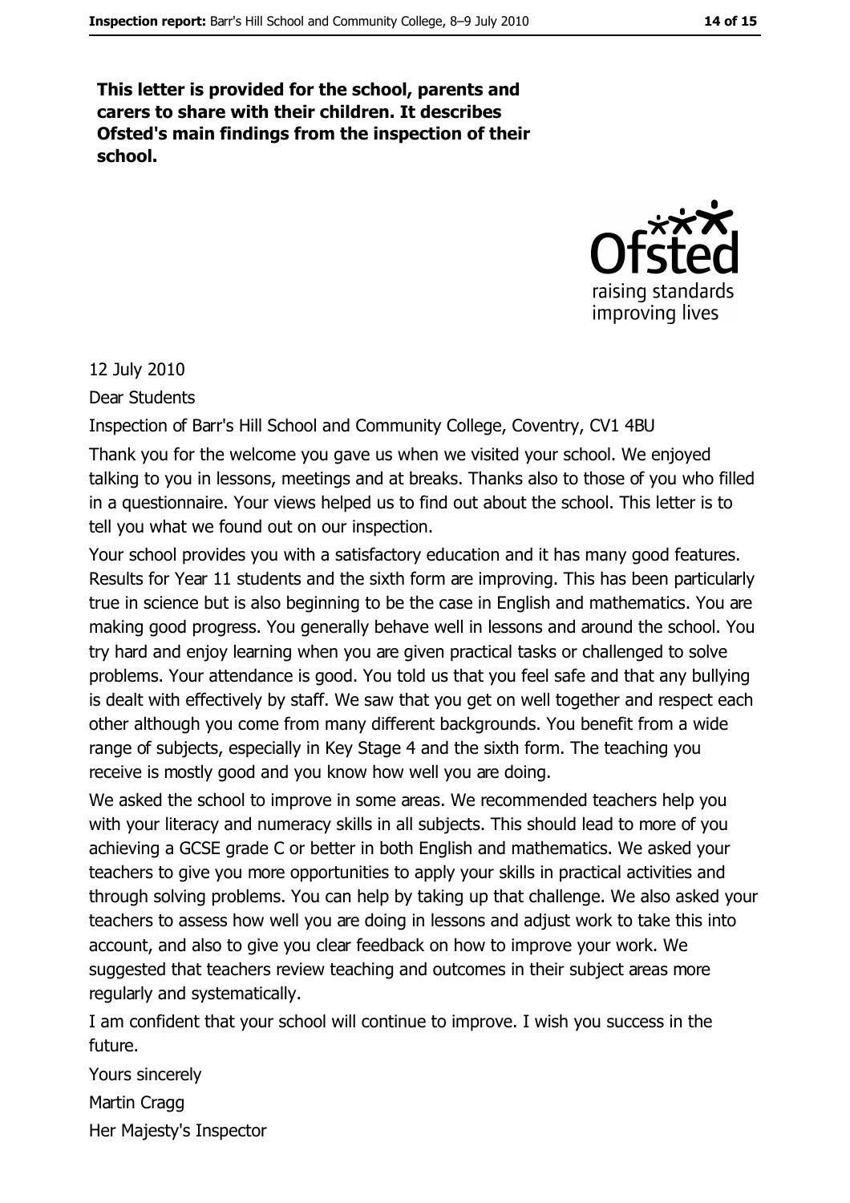**This letter is provided for the school, parents and carers to share with their children. It describes Ofsted's main findings from the inspection of their school.**

12 July 2010

Dear Students

Inspection of Barr's Hill School and Community College, Coventry, CV1 4BU

Thank you for the welcome you gave us when we visited your school. We enjoyed talking to you in lessons, meetings and at breaks. Thanks also to those of you who filled in a questionnaire. Your views helped us to find out about the school. This letter is to tell you what we found out on our inspection.

Your school provides you with a satisfactory education and it has many good features. Results for Year 11 students and the sixth form are improving. This has been particularly true in science but is also beginning to be the case in English and mathematics. You are making good progress. You generally behave well in lessons and around the school. You try hard and enjoy learning when you are given practical tasks or challenged to solve problems. Your attendance is good. You told us that you feel safe and that any bullying is dealt with effectively by staff. We saw that you get on well together and respect each other although you come from many different backgrounds. You benefit from a wide range of subjects, especially in Key Stage 4 and the sixth form. The teaching you receive is mostly good and you know how well you are doing.

We asked the school to improve in some areas. We recommended teachers help you with your literacy and numeracy skills in all subjects. This should lead to more of you achieving a GCSE grade C or better in both English and mathematics. We asked your teachers to give you more opportunities to apply your skills in practical activities and through solving problems. You can help by taking up that challenge. We also asked your teachers to assess how well you are doing in lessons and adjust work to take this into account, and also to give you clear feedback on how to improve your work. We suggested that teachers review teaching and outcomes in their subject areas more regularly and systematically.

I am confident that your school will continue to improve. I wish you success in the future.

Yours sincerely

Martin Cragg

Her Majesty's Inspector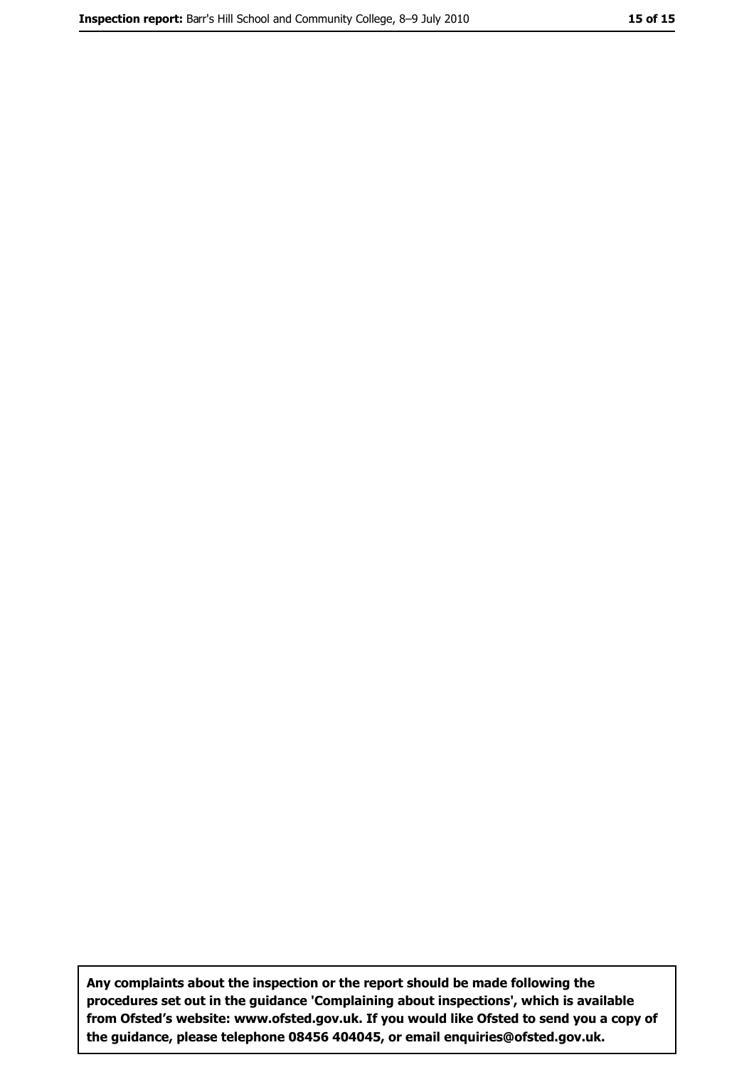**Any complaints about the inspection or the report should be made following the procedures set out in the guidance 'Complaining about inspections', which is available from Ofsted's website: www.ofsted.gov.uk. If you would like Ofsted to send you a copy of the guidance, please telephone 08456 404045, or email enquiries@ofsted.gov.uk.**